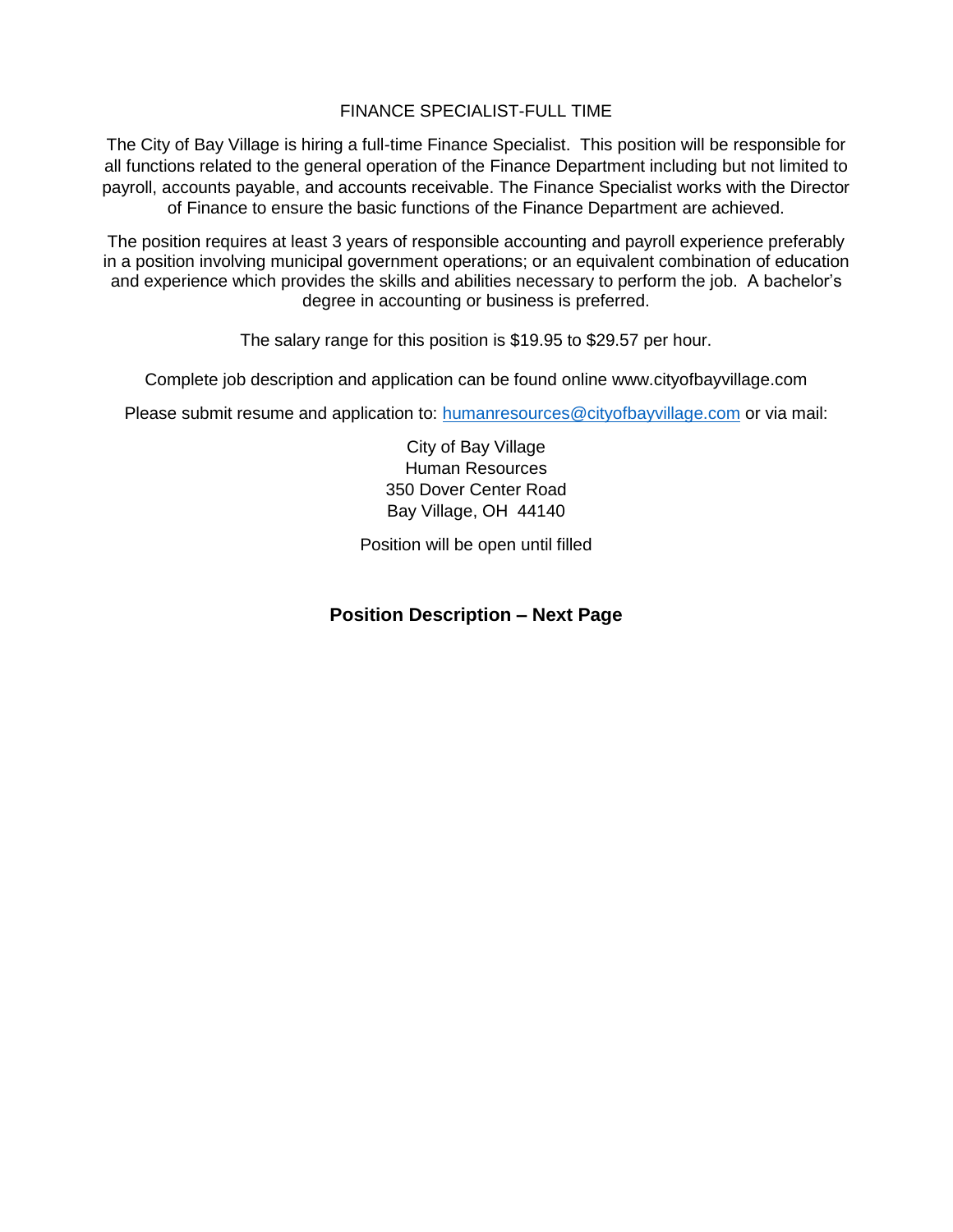FINANCE SPECIALIST-FULL TIME

The City of Bay Village is hiring a full-time Finance Specialist. This position will be responsible for all functions related to the general operation of the Finance Department including but not limited to payroll, accounts payable, and accounts receivable. The Finance Specialist works with the Director of Finance to ensure the basic functions of the Finance Department are achieved.

The position requires at least 3 years of responsible accounting and payroll experience preferably in a position involving municipal government operations; or an equivalent combination of education and experience which provides the skills and abilities necessary to perform the job. A bachelor's degree in accounting or business is preferred.

The salary range for this position is $19.95 to $29.57 per hour.

Complete job description and application can be found online www.cityofbayvillage.com

Please submit resume and application to: humanresources@cityofbayvillage.com or via mail:

City of Bay Village
Human Resources
350 Dover Center Road
Bay Village, OH 44140

Position will be open until filled

**Position Description – Next Page**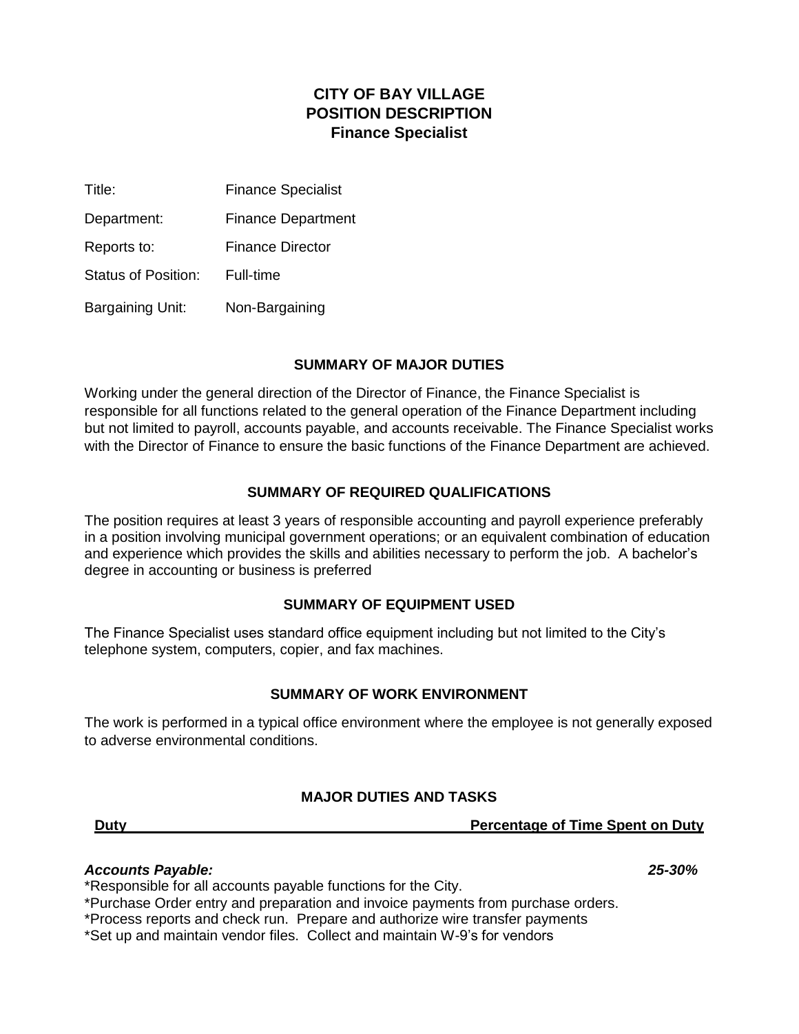## CITY OF BAY VILLAGE
## POSITION DESCRIPTION
## Finance Specialist

Title: Finance Specialist

Department: Finance Department

Reports to: Finance Director

Status of Position: Full-time

Bargaining Unit: Non-Bargaining

### SUMMARY OF MAJOR DUTIES

Working under the general direction of the Director of Finance, the Finance Specialist is responsible for all functions related to the general operation of the Finance Department including but not limited to payroll, accounts payable, and accounts receivable. The Finance Specialist works with the Director of Finance to ensure the basic functions of the Finance Department are achieved.

### SUMMARY OF REQUIRED QUALIFICATIONS

The position requires at least 3 years of responsible accounting and payroll experience preferably in a position involving municipal government operations; or an equivalent combination of education and experience which provides the skills and abilities necessary to perform the job. A bachelor's degree in accounting or business is preferred

### SUMMARY OF EQUIPMENT USED

The Finance Specialist uses standard office equipment including but not limited to the City's telephone system, computers, copier, and fax machines.

### SUMMARY OF WORK ENVIRONMENT

The work is performed in a typical office environment where the employee is not generally exposed to adverse environmental conditions.

### MAJOR DUTIES AND TASKS

| Duty | Percentage of Time Spent on Duty |
|---|---|
| ***Accounts Payable:*** | ***25-30%*** |

*Responsible for all accounts payable functions for the City.
*Purchase Order entry and preparation and invoice payments from purchase orders.
*Process reports and check run. Prepare and authorize wire transfer payments
*Set up and maintain vendor files. Collect and maintain W-9's for vendors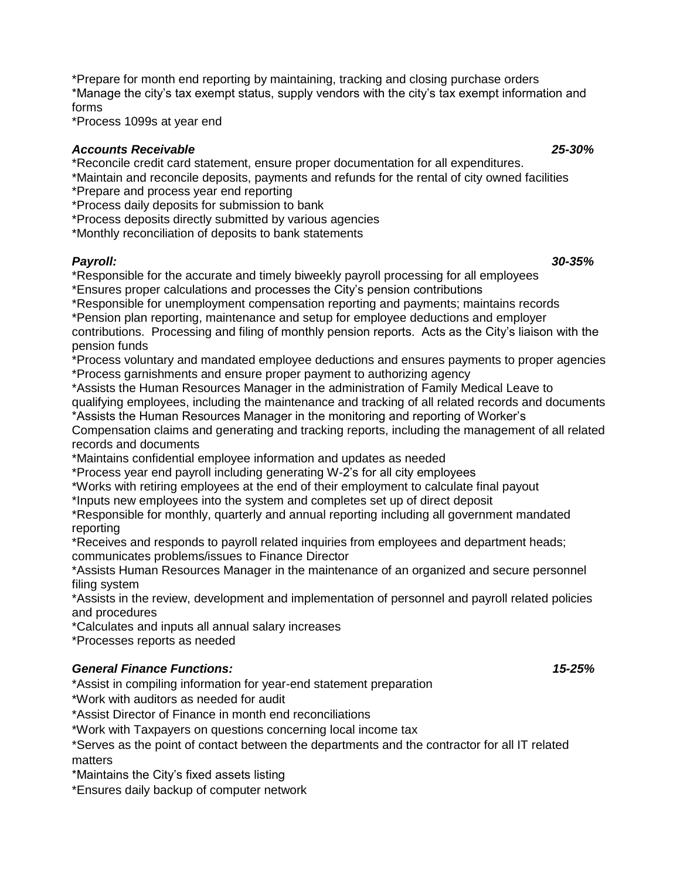*Prepare for month end reporting by maintaining, tracking and closing purchase orders
*Manage the city's tax exempt status, supply vendors with the city's tax exempt information and forms
*Process 1099s at year end

***Accounts Receivable*** ***25-30%***

*Reconcile credit card statement, ensure proper documentation for all expenditures.
*Maintain and reconcile deposits, payments and refunds for the rental of city owned facilities
*Prepare and process year end reporting
*Process daily deposits for submission to bank
*Process deposits directly submitted by various agencies
*Monthly reconciliation of deposits to bank statements

***Payroll:*** ***30-35%***

*Responsible for the accurate and timely biweekly payroll processing for all employees
*Ensures proper calculations and processes the City's pension contributions
*Responsible for unemployment compensation reporting and payments; maintains records
*Pension plan reporting, maintenance and setup for employee deductions and employer contributions. Processing and filing of monthly pension reports. Acts as the City's liaison with the pension funds
*Process voluntary and mandated employee deductions and ensures payments to proper agencies
*Process garnishments and ensure proper payment to authorizing agency
*Assists the Human Resources Manager in the administration of Family Medical Leave to qualifying employees, including the maintenance and tracking of all related records and documents
*Assists the Human Resources Manager in the monitoring and reporting of Worker's Compensation claims and generating and tracking reports, including the management of all related records and documents
*Maintains confidential employee information and updates as needed
*Process year end payroll including generating W-2's for all city employees
*Works with retiring employees at the end of their employment to calculate final payout
*Inputs new employees into the system and completes set up of direct deposit
*Responsible for monthly, quarterly and annual reporting including all government mandated reporting
*Receives and responds to payroll related inquiries from employees and department heads; communicates problems/issues to Finance Director
*Assists Human Resources Manager in the maintenance of an organized and secure personnel filing system
*Assists in the review, development and implementation of personnel and payroll related policies and procedures
*Calculates and inputs all annual salary increases
*Processes reports as needed

***General Finance Functions:*** ***15-25%***

*Assist in compiling information for year-end statement preparation
*Work with auditors as needed for audit
*Assist Director of Finance in month end reconciliations
*Work with Taxpayers on questions concerning local income tax
*Serves as the point of contact between the departments and the contractor for all IT related matters
*Maintains the City's fixed assets listing
*Ensures daily backup of computer network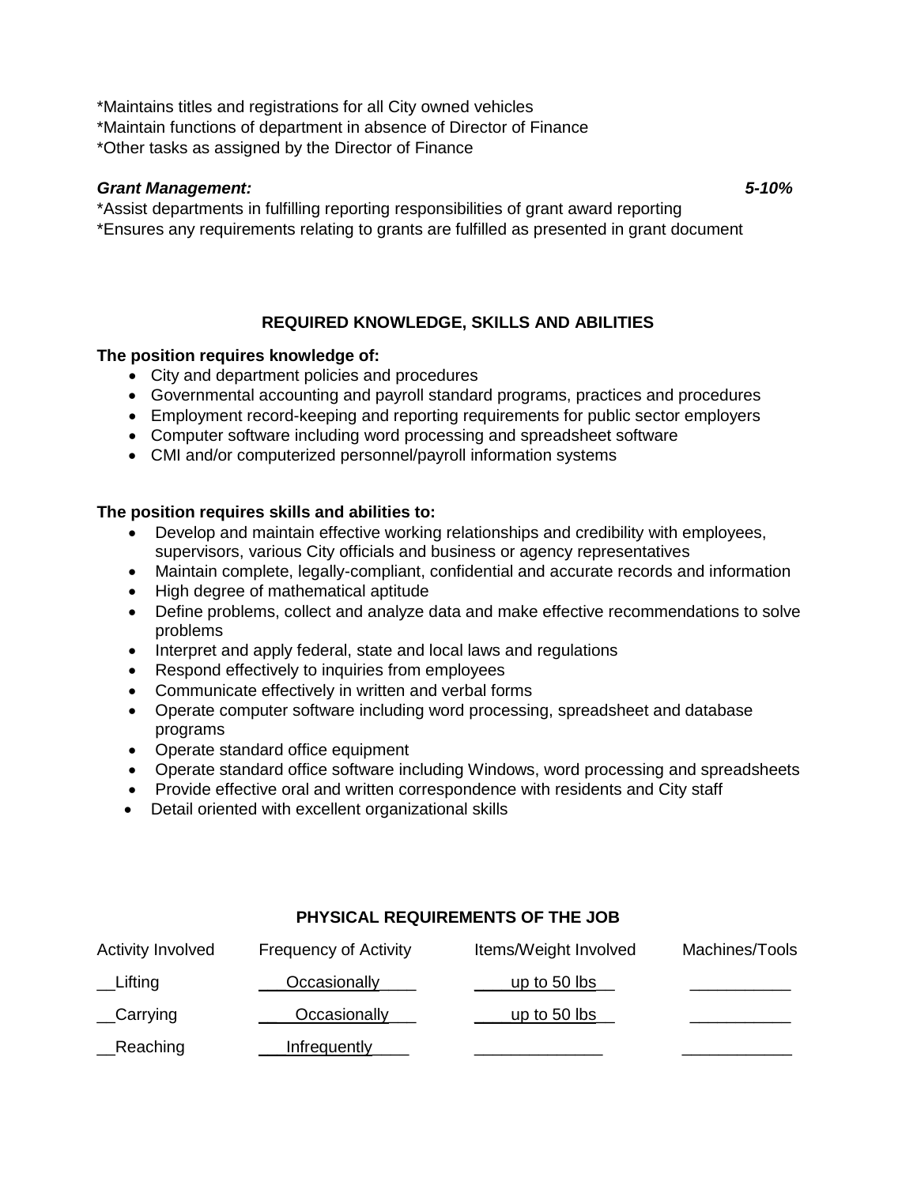*Maintains titles and registrations for all City owned vehicles
*Maintain functions of department in absence of Director of Finance
*Other tasks as assigned by the Director of Finance

***Grant Management:*** ***5-10%***

*Assist departments in fulfilling reporting responsibilities of grant award reporting
*Ensures any requirements relating to grants are fulfilled as presented in grant document

## REQUIRED KNOWLEDGE, SKILLS AND ABILITIES

**The position requires knowledge of:**

- City and department policies and procedures
- Governmental accounting and payroll standard programs, practices and procedures
- Employment record-keeping and reporting requirements for public sector employers
- Computer software including word processing and spreadsheet software
- CMI and/or computerized personnel/payroll information systems

**The position requires skills and abilities to:**

- Develop and maintain effective working relationships and credibility with employees, supervisors, various City officials and business or agency representatives
- Maintain complete, legally-compliant, confidential and accurate records and information
- High degree of mathematical aptitude
- Define problems, collect and analyze data and make effective recommendations to solve problems
- Interpret and apply federal, state and local laws and regulations
- Respond effectively to inquiries from employees
- Communicate effectively in written and verbal forms
- Operate computer software including word processing, spreadsheet and database programs
- Operate standard office equipment
- Operate standard office software including Windows, word processing and spreadsheets
- Provide effective oral and written correspondence with residents and City staff
- Detail oriented with excellent organizational skills

## PHYSICAL REQUIREMENTS OF THE JOB

| Activity Involved | Frequency of Activity | Items/Weight Involved | Machines/Tools |
|---|---|---|---|
| __Lifting | Occasionally | up to 50 lbs | |
| __Carrying | Occasionally | up to 50 lbs | |
| __Reaching | Infrequently | | |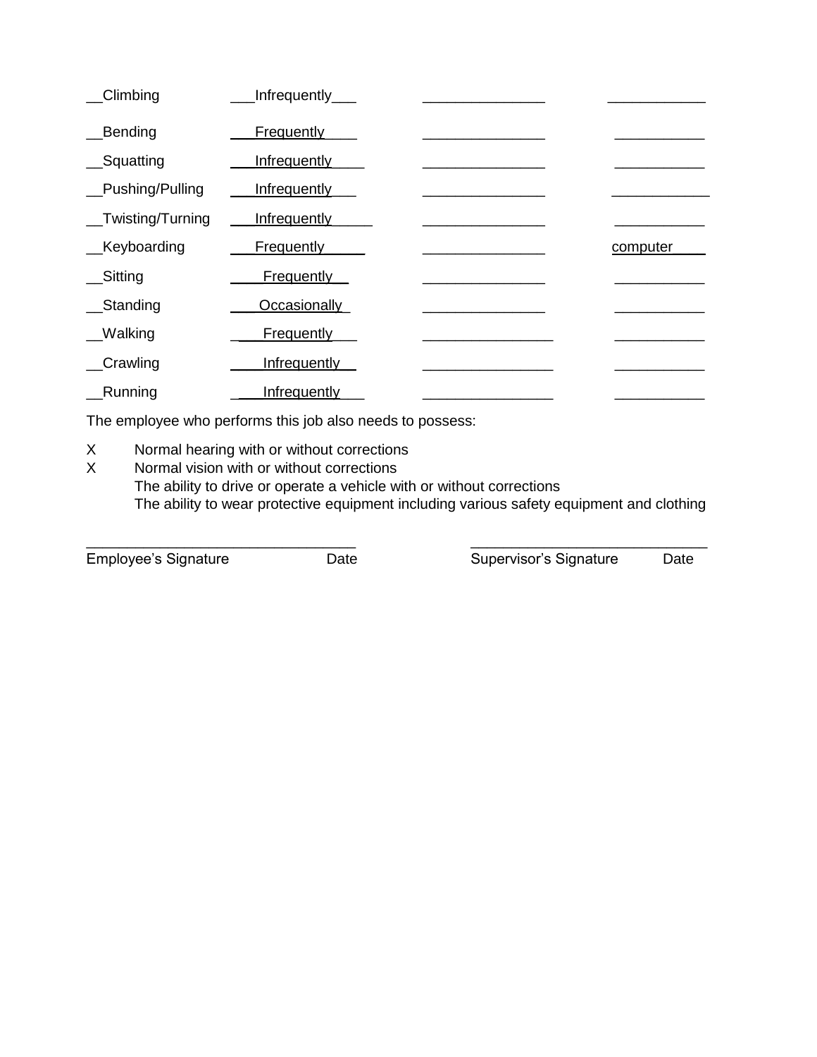| | | | |
|---|---|---|---|
| __Climbing | Infrequently | | |
| __Bending | Frequently | | |
| __Squatting | Infrequently | | |
| __Pushing/Pulling | Infrequently | | |
| __Twisting/Turning | Infrequently | | |
| __Keyboarding | Frequently | | computer |
| __Sitting | Frequently | | |
| __Standing | Occasionally | | |
| __Walking | Frequently | | |
| __Crawling | Infrequently | | |
| __Running | Infrequently | | |

The employee who performs this job also needs to possess:

X Normal hearing with or without corrections
X Normal vision with or without corrections
The ability to drive or operate a vehicle with or without corrections
The ability to wear protective equipment including various safety equipment and clothing

________________________________ ________________________________
Employee's Signature Date Supervisor's Signature Date